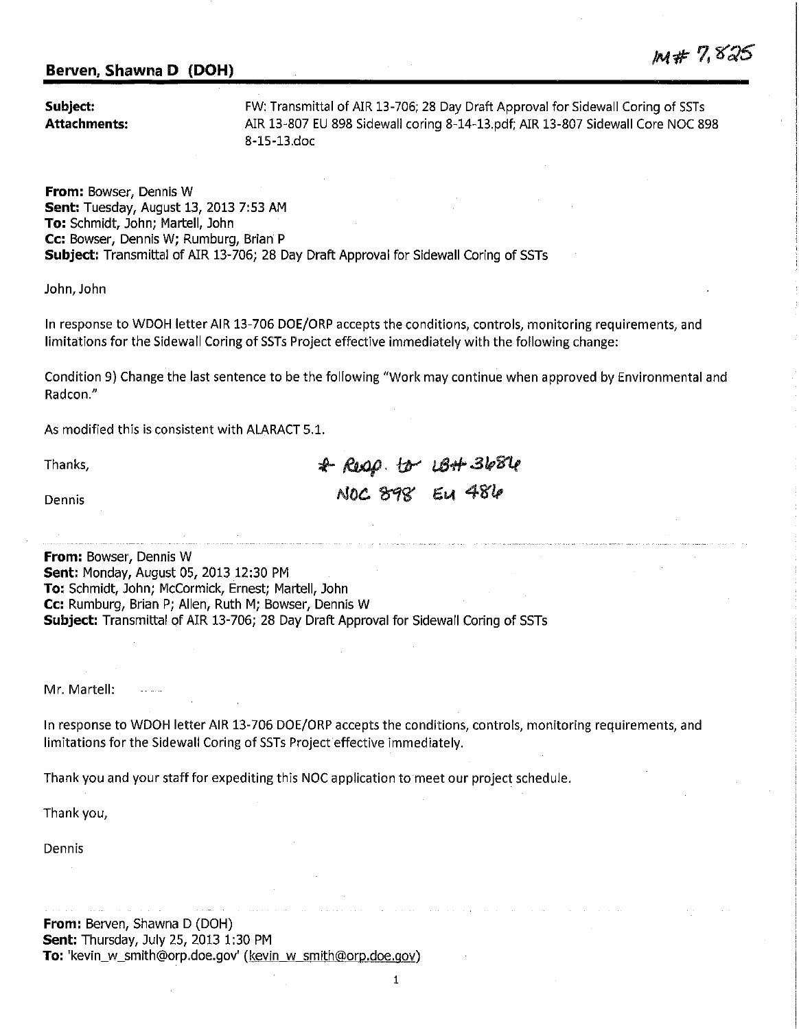**Berven, Shawna D (DOH)**

IM# 7,825

**Subject:** FW: Transmittal of AIR 13-706; 28 Day Draft Approval for Sidewall Coring of SSTs
**Attachments:** AIR 13-807 EU 898 Sidewall coring 8-14-13.pdf; AIR 13-807 Sidewall Core NOC 898 8-15-13.doc

**From:** Bowser, Dennis W
**Sent:** Tuesday, August 13, 2013 7:53 AM
**To:** Schmidt, John; Martell, John
**Cc:** Bowser, Dennis W; Rumburg, Brian P
**Subject:** Transmittal of AIR 13-706; 28 Day Draft Approval for Sidewall Coring of SSTs

John, John

In response to WDOH letter AIR 13-706 DOE/ORP accepts the conditions, controls, monitoring requirements, and limitations for the Sidewall Coring of SSTs Project effective immediately with the following change:

Condition 9) Change the last sentence to be the following "Work may continue when approved by Environmental and Radcon."

As modified this is consistent with ALARACT 5.1.

Thanks,

Dennis

\* Reap. to LB# 3684
NOC 898 EU 486

**From:** Bowser, Dennis W
**Sent:** Monday, August 05, 2013 12:30 PM
**To:** Schmidt, John; McCormick, Ernest; Martell, John
**Cc:** Rumburg, Brian P; Allen, Ruth M; Bowser, Dennis W
**Subject:** Transmittal of AIR 13-706; 28 Day Draft Approval for Sidewall Coring of SSTs

Mr. Martell:

In response to WDOH letter AIR 13-706 DOE/ORP accepts the conditions, controls, monitoring requirements, and limitations for the Sidewall Coring of SSTs Project effective immediately.

Thank you and your staff for expediting this NOC application to meet our project schedule.

Thank you,

Dennis

**From:** Berven, Shawna D (DOH)
**Sent:** Thursday, July 25, 2013 1:30 PM
**To:** 'kevin_w_smith@orp.doe.gov' (kevin_w_smith@orp.doe.gov)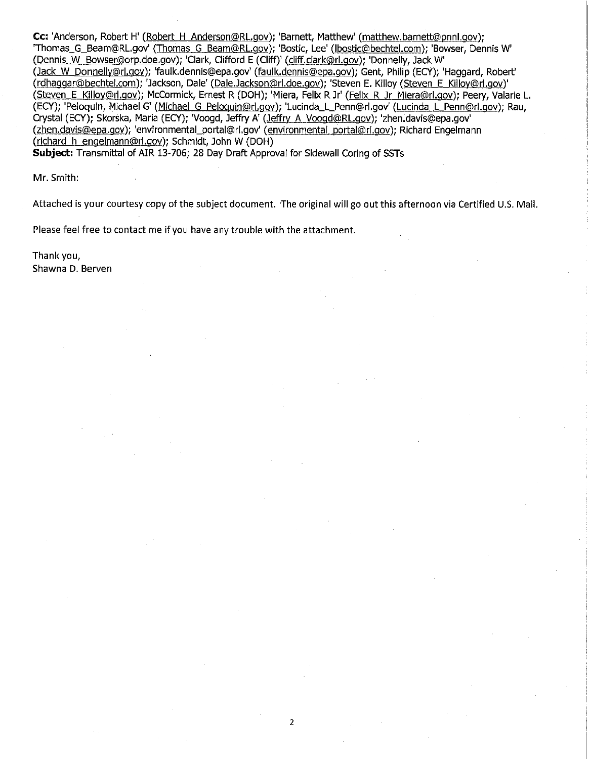**Cc:** 'Anderson, Robert H' (Robert_H_Anderson@RL.gov); 'Barnett, Matthew' (matthew.barnett@pnnl.gov); 'Thomas_G_Beam@RL.gov' (Thomas_G_Beam@RL.gov); 'Bostic, Lee' (lbostic@bechtel.com); 'Bowser, Dennis W' (Dennis_W_Bowser@orp.doe.gov); 'Clark, Clifford E (Cliff)' (cliff.clark@rl.gov); 'Donnelly, Jack W' (Jack_W_Donnelly@rl.gov); 'faulk.dennis@epa.gov' (faulk.dennis@epa.gov); Gent, Philip (ECY); 'Haggard, Robert' (rdhaggar@bechtel.com); 'Jackson, Dale' (Dale.Jackson@rl.doe.gov); 'Steven E. Killoy (Steven_E_Killoy@rl.gov)' (Steven_E_Killoy@rl.gov); McCormick, Ernest R (DOH); 'Miera, Felix R Jr' (Felix_R_Jr_Miera@rl.gov); Peery, Valarie L. (ECY); 'Peloquin, Michael G' (Michael_G_Peloquin@rl.gov); 'Lucinda_L_Penn@rl.gov' (Lucinda_L_Penn@rl.gov); Rau, Crystal (ECY); Skorska, Maria (ECY); 'Voogd, Jeffry A' (Jeffry_A_Voogd@RL.gov); 'zhen.davis@epa.gov' (zhen.davis@epa.gov); 'environmental_portal@rl.gov' (environmental_portal@rl.gov); Richard Engelmann (richard_h_engelmann@rl.gov); Schmidt, John W (DOH)
**Subject:** Transmittal of AIR 13-706; 28 Day Draft Approval for Sidewall Coring of SSTs

Mr. Smith:

Attached is your courtesy copy of the subject document. The original will go out this afternoon via Certified U.S. Mail.

Please feel free to contact me if you have any trouble with the attachment.

Thank you,
Shawna D. Berven